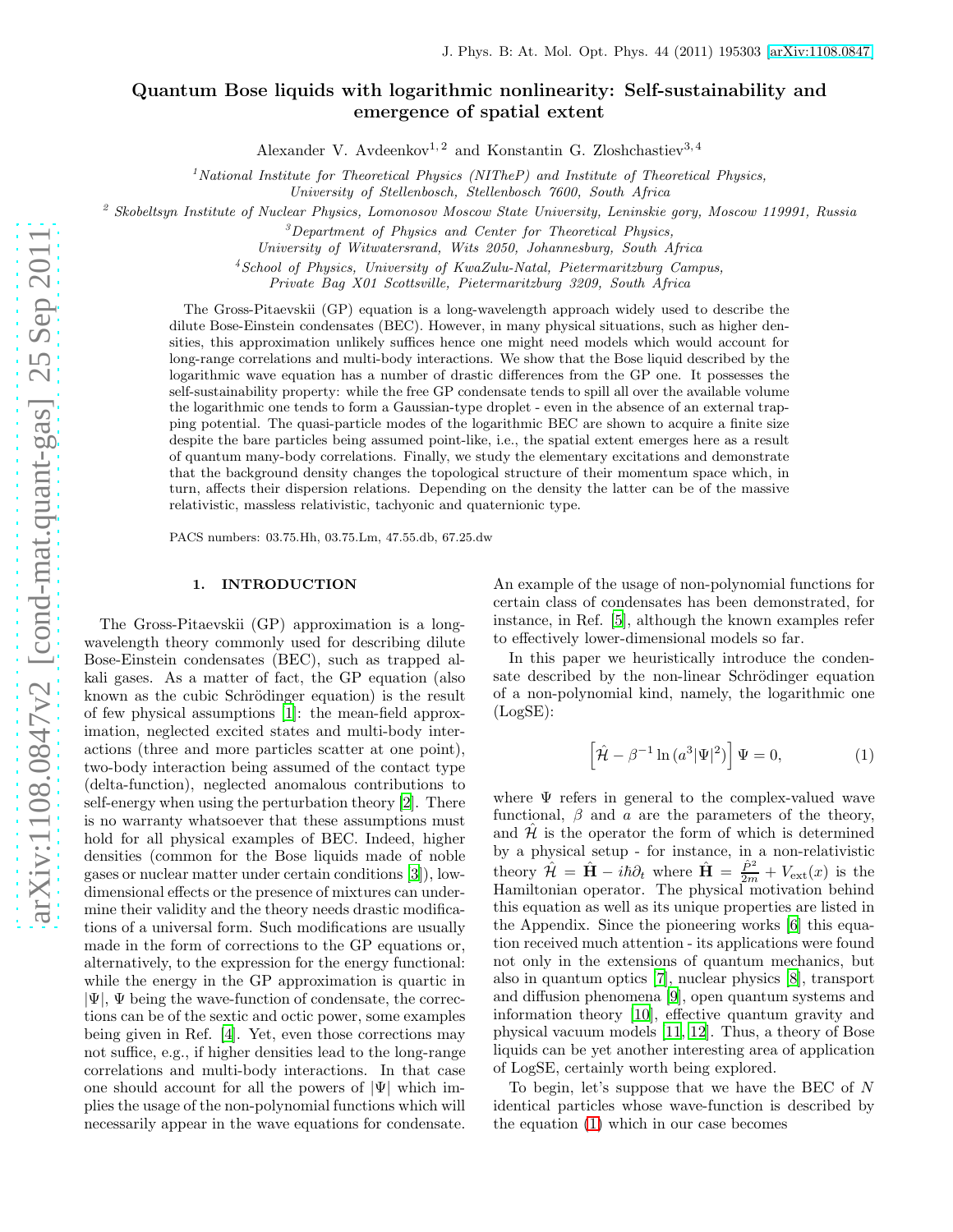# Quantum Bose liquids with logarithmic nonlinearity: Self-sustainability and emergence of spatial extent

Alexander V. Avdeenkov[1,2] and Konstantin G. Zloshchastiev[3,4]

[1]National Institute for Theoretical Physics (NITheP) and Institute of Theoretical Physics, University of Stellenbosch, Stellenbosch 7600, South Africa

[2] Skobeltsyn Institute of Nuclear Physics, Lomonosov Moscow State University, Leninskie gory, Moscow 119991, Russia

[3]Department of Physics and Center for Theoretical Physics, University of Witwatersrand, Wits 2050, Johannesburg, South Africa

[4]School of Physics, University of KwaZulu-Natal, Pietermaritzburg Campus, Private Bag X01 Scottsville, Pietermaritzburg 3209, South Africa

The Gross-Pitaevskii (GP) equation is a long-wavelength approach widely used to describe the dilute Bose-Einstein condensates (BEC). However, in many physical situations, such as higher densities, this approximation unlikely suffices hence one might need models which would account for long-range correlations and multi-body interactions. We show that the Bose liquid described by the logarithmic wave equation has a number of drastic differences from the GP one. It possesses the self-sustainability property: while the free GP condensate tends to spill all over the available volume the logarithmic one tends to form a Gaussian-type droplet - even in the absence of an external trapping potential. The quasi-particle modes of the logarithmic BEC are shown to acquire a finite size despite the bare particles being assumed point-like, i.e., the spatial extent emerges here as a result of quantum many-body correlations. Finally, we study the elementary excitations and demonstrate that the background density changes the topological structure of their momentum space which, in turn, affects their dispersion relations. Depending on the density the latter can be of the massive relativistic, massless relativistic, tachyonic and quaternionic type.

PACS numbers: 03.75.Hh, 03.75.Lm, 47.55.db, 67.25.dw

## 1. INTRODUCTION

The Gross-Pitaevskii (GP) approximation is a long-wavelength theory commonly used for describing dilute Bose-Einstein condensates (BEC), such as trapped alkali gases. As a matter of fact, the GP equation (also known as the cubic Schrödinger equation) is the result of few physical assumptions [1]: the mean-field approximation, neglected excited states and multi-body interactions (three and more particles scatter at one point), two-body interaction being assumed of the contact type (delta-function), neglected anomalous contributions to self-energy when using the perturbation theory [2]. There is no warranty whatsoever that these assumptions must hold for all physical examples of BEC. Indeed, higher densities (common for the Bose liquids made of noble gases or nuclear matter under certain conditions [3]), low-dimensional effects or the presence of mixtures can undermine their validity and the theory needs drastic modifications of a universal form. Such modifications are usually made in the form of corrections to the GP equations or, alternatively, to the expression for the energy functional: while the energy in the GP approximation is quartic in $|\Psi|$, $\Psi$ being the wave-function of condensate, the corrections can be of the sextic and octic power, some examples being given in Ref. [4]. Yet, even those corrections may not suffice, e.g., if higher densities lead to the long-range correlations and multi-body interactions. In that case one should account for all the powers of $|\Psi|$ which implies the usage of the non-polynomial functions which will necessarily appear in the wave equations for condensate. An example of the usage of non-polynomial functions for certain class of condensates has been demonstrated, for instance, in Ref. [5], although the known examples refer to effectively lower-dimensional models so far.

In this paper we heuristically introduce the condensate described by the non-linear Schrödinger equation of a non-polynomial kind, namely, the logarithmic one (LogSE):

$$\left[\hat{\mathcal{H}} - \beta^{-1} \ln\left(a^3 |\Psi|^2\right)\right] \Psi = 0, \tag{1}$$

where $\Psi$ refers in general to the complex-valued wave functional, $\beta$ and $a$ are the parameters of the theory, and $\hat{\mathcal{H}}$ is the operator the form of which is determined by a physical setup - for instance, in a non-relativistic theory $\hat{\mathcal{H}} = \hat{\mathbf{H}} - i\hbar\partial_t$ where $\hat{\mathbf{H}} = \frac{\hat{P}^2}{2m} + V_{\text{ext}}(x)$ is the Hamiltonian operator. The physical motivation behind this equation as well as its unique properties are listed in the Appendix. Since the pioneering works [6] this equation received much attention - its applications were found not only in the extensions of quantum mechanics, but also in quantum optics [7], nuclear physics [8], transport and diffusion phenomena [9], open quantum systems and information theory [10], effective quantum gravity and physical vacuum models [11, 12]. Thus, a theory of Bose liquids can be yet another interesting area of application of LogSE, certainly worth being explored.

To begin, let's suppose that we have the BEC of $N$ identical particles whose wave-function is described by the equation (1) which in our case becomes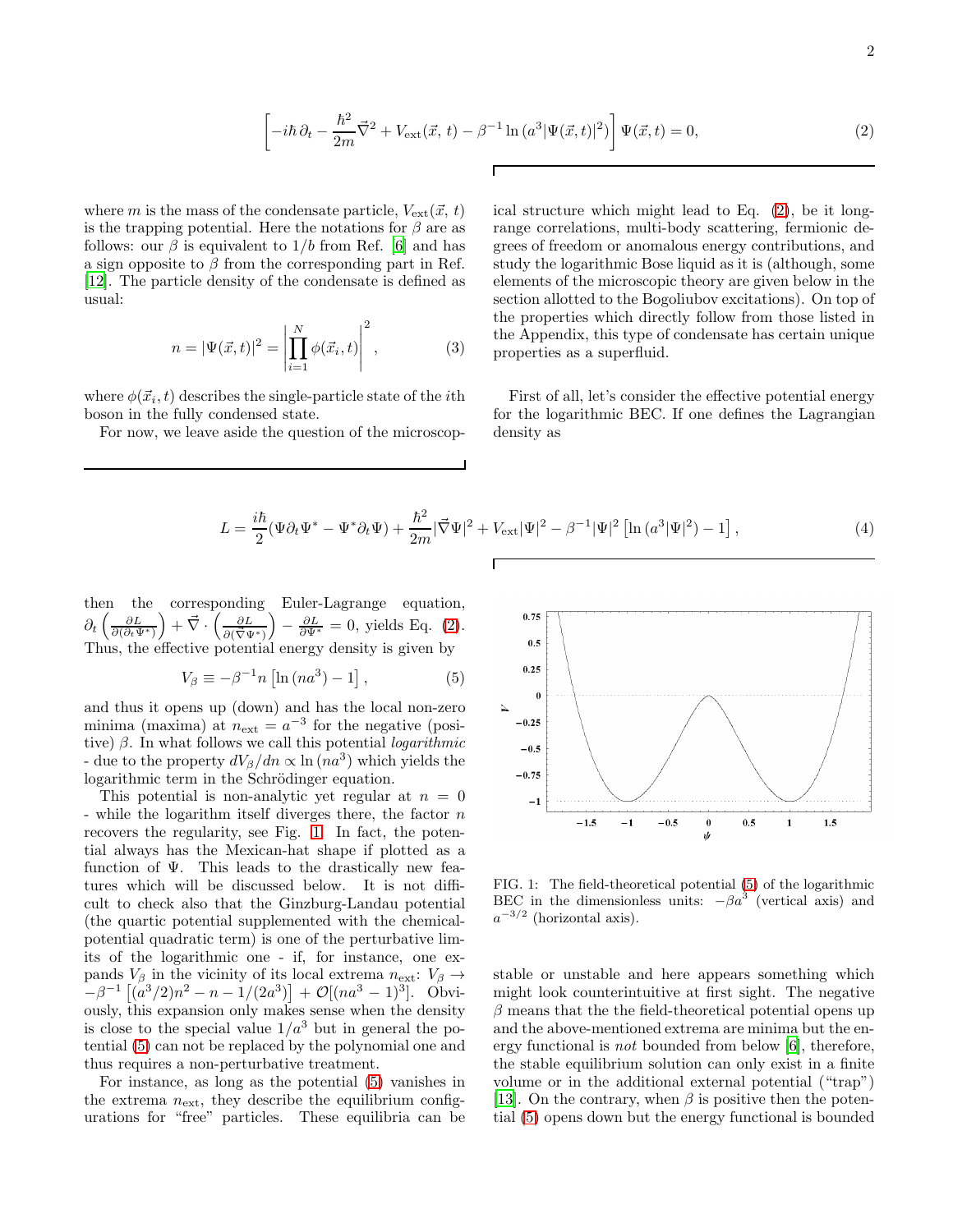$$\left[-i\hbar\,\partial_t - \frac{\hbar^2}{2m}\vec{\nabla}^2 + V_{\rm ext}(\vec{x},\,t) - \beta^{-1}\ln\left(a^3|\Psi(\vec{x},t)|^2\right)\right]\Psi(\vec{x},t) = 0, \tag{2}$$

where $m$ is the mass of the condensate particle, $V_{\rm ext}(\vec{x},\,t)$ is the trapping potential. Here the notations for $\beta$ are as follows: our $\beta$ is equivalent to $1/b$ from Ref. [6] and has a sign opposite to $\beta$ from the corresponding part in Ref. [12]. The particle density of the condensate is defined as usual:

$$n = |\Psi(\vec{x},t)|^2 = \left|\prod_{i=1}^{N}\phi(\vec{x}_i,t)\right|^2, \tag{3}$$

where $\phi(\vec{x}_i,t)$ describes the single-particle state of the $i$th boson in the fully condensed state.

For now, we leave aside the question of the microscopical structure which might lead to Eq. (2), be it long-range correlations, multi-body scattering, fermionic degrees of freedom or anomalous energy contributions, and study the logarithmic Bose liquid as it is (although, some elements of the microscopic theory are given below in the section allotted to the Bogoliubov excitations). On top of the properties which directly follow from those listed in the Appendix, this type of condensate has certain unique properties as a superfluid.

First of all, let's consider the effective potential energy for the logarithmic BEC. If one defines the Lagrangian density as

$$L = \frac{i\hbar}{2}(\Psi\partial_t\Psi^* - \Psi^*\partial_t\Psi) + \frac{\hbar^2}{2m}|\vec{\nabla}\Psi|^2 + V_{\rm ext}|\Psi|^2 - \beta^{-1}|\Psi|^2\left[\ln\left(a^3|\Psi|^2\right) - 1\right], \tag{4}$$

then the corresponding Euler-Lagrange equation, $\partial_t\left(\frac{\partial L}{\partial(\partial_t\Psi^*)}\right) + \vec{\nabla}\cdot\left(\frac{\partial L}{\partial(\vec{\nabla}\Psi^*)}\right) - \frac{\partial L}{\partial\Psi^*} = 0$, yields Eq. (2). Thus, the effective potential energy density is given by

$$V_\beta \equiv -\beta^{-1} n\left[\ln\left(n a^3\right) - 1\right], \tag{5}$$

and thus it opens up (down) and has the local non-zero minima (maxima) at $n_{\rm ext} = a^{-3}$ for the negative (positive) $\beta$. In what follows we call this potential *logarithmic* - due to the property $dV_\beta/dn \propto \ln(na^3)$ which yields the logarithmic term in the Schrödinger equation.

This potential is non-analytic yet regular at $n = 0$ - while the logarithm itself diverges there, the factor $n$ recovers the regularity, see Fig. 1. In fact, the potential always has the Mexican-hat shape if plotted as a function of $\Psi$. This leads to the drastically new features which will be discussed below. It is not difficult to check also that the Ginzburg-Landau potential (the quartic potential supplemented with the chemical-potential quadratic term) is one of the perturbative limits of the logarithmic one - if, for instance, one expands $V_\beta$ in the vicinity of its local extrema $n_{\rm ext}$: $V_\beta \to -\beta^{-1}\left[(a^3/2)n^2 - n - 1/(2a^3)\right] + \mathcal{O}[(na^3-1)^3]$. Obviously, this expansion only makes sense when the density is close to the special value $1/a^3$ but in general the potential (5) can not be replaced by the polynomial one and thus requires a non-perturbative treatment.

For instance, as long as the potential (5) vanishes in the extrema $n_{\rm ext}$, they describe the equilibrium configurations for "free" particles. These equilibria can be stable or unstable and here appears something which might look counterintuitive at first sight. The negative $\beta$ means that the the field-theoretical potential opens up and the above-mentioned extrema are minima but the energy functional is *not* bounded from below [6], therefore, the stable equilibrium solution can only exist in a finite volume or in the additional external potential ("trap") [13]. On the contrary, when $\beta$ is positive then the potential (5) opens down but the energy functional is bounded

FIG. 1: The field-theoretical potential (5) of the logarithmic BEC in the dimensionless units: $-\beta a^3$ (vertical axis) and $a^{-3/2}$ (horizontal axis).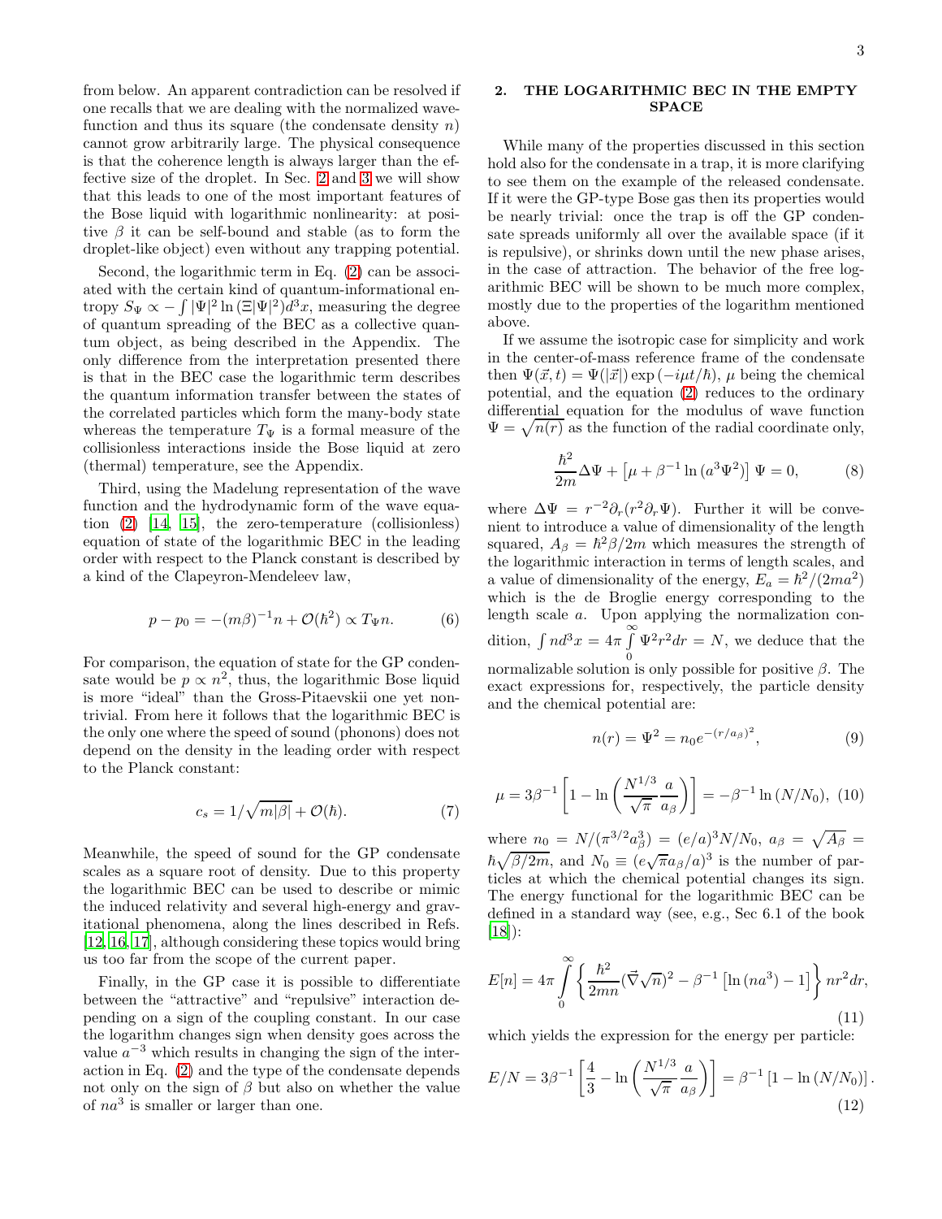from below. An apparent contradiction can be resolved if one recalls that we are dealing with the normalized wavefunction and thus its square (the condensate density $n$) cannot grow arbitrarily large. The physical consequence is that the coherence length is always larger than the effective size of the droplet. In Sec. 2 and 3 we will show that this leads to one of the most important features of the Bose liquid with logarithmic nonlinearity: at positive $\beta$ it can be self-bound and stable (as to form the droplet-like object) even without any trapping potential.

Second, the logarithmic term in Eq. (2) can be associated with the certain kind of quantum-informational entropy $S_\Psi \propto -\int |\Psi|^2 \ln(\Xi|\Psi|^2) d^3x$, measuring the degree of quantum spreading of the BEC as a collective quantum object, as being described in the Appendix. The only difference from the interpretation presented there is that in the BEC case the logarithmic term describes the quantum information transfer between the states of the correlated particles which form the many-body state whereas the temperature $T_\Psi$ is a formal measure of the collisionless interactions inside the Bose liquid at zero (thermal) temperature, see the Appendix.

Third, using the Madelung representation of the wave function and the hydrodynamic form of the wave equation (2) [14, 15], the zero-temperature (collisionless) equation of state of the logarithmic BEC in the leading order with respect to the Planck constant is described by a kind of the Clapeyron-Mendeleev law,

$$p - p_0 = -(m\beta)^{-1} n + \mathcal{O}(\hbar^2) \propto T_\Psi n. \qquad (6)$$

For comparison, the equation of state for the GP condensate would be $p \propto n^2$, thus, the logarithmic Bose liquid is more "ideal" than the Gross-Pitaevskii one yet non-trivial. From here it follows that the logarithmic BEC is the only one where the speed of sound (phonons) does not depend on the density in the leading order with respect to the Planck constant:

$$c_s = 1/\sqrt{m|\beta|} + \mathcal{O}(\hbar). \qquad (7)$$

Meanwhile, the speed of sound for the GP condensate scales as a square root of density. Due to this property the logarithmic BEC can be used to describe or mimic the induced relativity and several high-energy and gravitational phenomena, along the lines described in Refs. [12, 16, 17], although considering these topics would bring us too far from the scope of the current paper.

Finally, in the GP case it is possible to differentiate between the "attractive" and "repulsive" interaction depending on a sign of the coupling constant. In our case the logarithm changes sign when density goes across the value $a^{-3}$ which results in changing the sign of the interaction in Eq. (2) and the type of the condensate depends not only on the sign of $\beta$ but also on whether the value of $na^3$ is smaller or larger than one.

## 2. THE LOGARITHMIC BEC IN THE EMPTY SPACE

While many of the properties discussed in this section hold also for the condensate in a trap, it is more clarifying to see them on the example of the released condensate. If it were the GP-type Bose gas then its properties would be nearly trivial: once the trap is off the GP condensate spreads uniformly all over the available space (if it is repulsive), or shrinks down until the new phase arises, in the case of attraction. The behavior of the free logarithmic BEC will be shown to be much more complex, mostly due to the properties of the logarithm mentioned above.

If we assume the isotropic case for simplicity and work in the center-of-mass reference frame of the condensate then $\Psi(\vec{x},t) = \Psi(|\vec{x}|)\exp(-i\mu t/\hbar)$, $\mu$ being the chemical potential, and the equation (2) reduces to the ordinary differential equation for the modulus of wave function $\Psi = \sqrt{n(r)}$ as the function of the radial coordinate only,

$$\frac{\hbar^2}{2m}\Delta\Psi + \left[\mu + \beta^{-1}\ln(a^3\Psi^2)\right]\Psi = 0, \qquad (8)$$

where $\Delta\Psi = r^{-2}\partial_r(r^2\partial_r\Psi)$. Further it will be convenient to introduce a value of dimensionality of the length squared, $A_\beta = \hbar^2\beta/2m$ which measures the strength of the logarithmic interaction in terms of length scales, and a value of dimensionality of the energy, $E_a = \hbar^2/(2ma^2)$ which is the de Broglie energy corresponding to the length scale $a$. Upon applying the normalization condition, $\int n d^3x = 4\pi\int\limits_0^\infty \Psi^2 r^2 dr = N$, we deduce that the normalizable solution is only possible for positive $\beta$. The exact expressions for, respectively, the particle density and the chemical potential are:

$$n(r) = \Psi^2 = n_0 e^{-(r/a_\beta)^2}, \qquad (9)$$

$$\mu = 3\beta^{-1}\left[1 - \ln\left(\frac{N^{1/3}}{\sqrt{\pi}}\frac{a}{a_\beta}\right)\right] = -\beta^{-1}\ln(N/N_0), \quad (10)$$

where $n_0 = N/(\pi^{3/2}a_\beta^3) = (e/a)^3 N/N_0$, $a_\beta = \sqrt{A_\beta} = \hbar\sqrt{\beta/2m}$, and $N_0 \equiv (e\sqrt{\pi}a_\beta/a)^3$ is the number of particles at which the chemical potential changes its sign. The energy functional for the logarithmic BEC can be defined in a standard way (see, e.g., Sec 6.1 of the book [18]):

$$E[n] = 4\pi\int\limits_0^\infty \left\{\frac{\hbar^2}{2mn}(\vec{\nabla}\sqrt{n})^2 - \beta^{-1}\left[\ln(na^3) - 1\right]\right\} n r^2 dr, \qquad (11)$$

which yields the expression for the energy per particle:

$$E/N = 3\beta^{-1}\left[\frac{4}{3} - \ln\left(\frac{N^{1/3}}{\sqrt{\pi}}\frac{a}{a_\beta}\right)\right] = \beta^{-1}\left[1 - \ln(N/N_0)\right]. \qquad (12)$$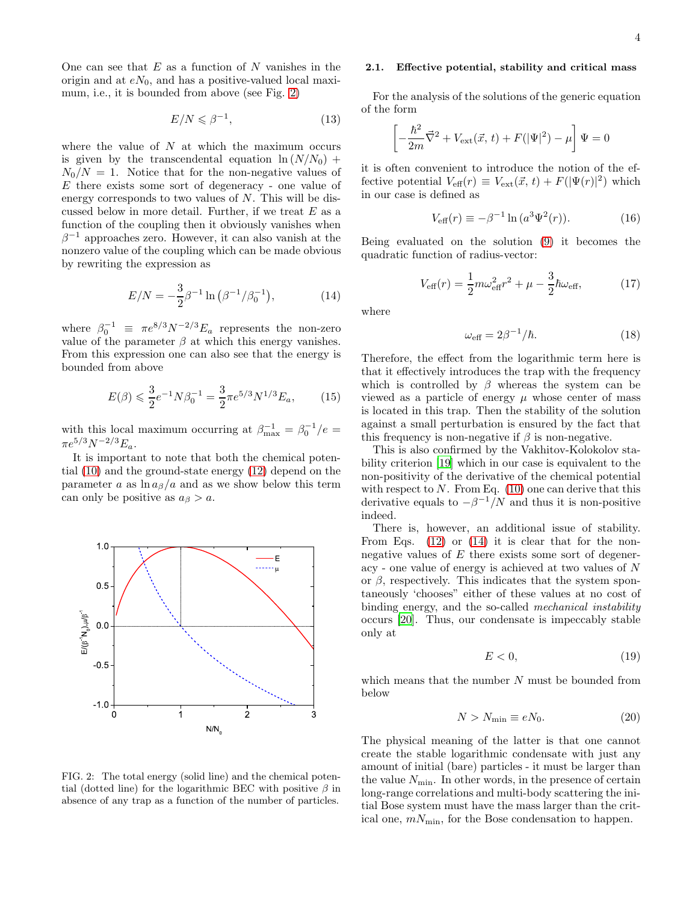One can see that $E$ as a function of $N$ vanishes in the origin and at $eN_0$, and has a positive-valued local maximum, i.e., it is bounded from above (see Fig. 2)

$$E/N \leqslant \beta^{-1}, \tag{13}$$

where the value of $N$ at which the maximum occurs is given by the transcendental equation $\ln(N/N_0) + N_0/N = 1$. Notice that for the non-negative values of $E$ there exists some sort of degeneracy - one value of energy corresponds to two values of $N$. This will be discussed below in more detail. Further, if we treat $E$ as a function of the coupling then it obviously vanishes when $\beta^{-1}$ approaches zero. However, it can also vanish at the nonzero value of the coupling which can be made obvious by rewriting the expression as

$$E/N = -\frac{3}{2}\beta^{-1}\ln\left(\beta^{-1}/\beta_0^{-1}\right), \tag{14}$$

where $\beta_0^{-1} \equiv \pi e^{8/3} N^{-2/3} E_a$ represents the non-zero value of the parameter $\beta$ at which this energy vanishes. From this expression one can also see that the energy is bounded from above

$$E(\beta) \leqslant \frac{3}{2}e^{-1}N\beta_0^{-1} = \frac{3}{2}\pi e^{5/3} N^{1/3} E_a, \tag{15}$$

with this local maximum occurring at $\beta_{\max}^{-1} = \beta_0^{-1}/e = \pi e^{5/3} N^{-2/3} E_a$.

It is important to note that both the chemical potential (10) and the ground-state energy (12) depend on the parameter $a$ as $\ln a_\beta/a$ and as we show below this term can only be positive as $a_\beta > a$.

FIG. 2: The total energy (solid line) and the chemical potential (dotted line) for the logarithmic BEC with positive $\beta$ in absence of any trap as a function of the number of particles.

### 2.1. Effective potential, stability and critical mass

For the analysis of the solutions of the generic equation of the form

$$\left[-\frac{\hbar^2}{2m}\vec{\nabla}^2 + V_{\text{ext}}(\vec{x}, t) + F(|\Psi|^2) - \mu\right]\Psi = 0$$

it is often convenient to introduce the notion of the effective potential $V_{\text{eff}}(r) \equiv V_{\text{ext}}(\vec{x}, t) + F(|\Psi(r)|^2)$ which in our case is defined as

$$V_{\text{eff}}(r) \equiv -\beta^{-1}\ln(a^3\Psi^2(r)). \tag{16}$$

Being evaluated on the solution (9) it becomes the quadratic function of radius-vector:

$$V_{\text{eff}}(r) = \frac{1}{2}m\omega_{\text{eff}}^2 r^2 + \mu - \frac{3}{2}\hbar\omega_{\text{eff}}, \tag{17}$$

where

$$\omega_{\text{eff}} = 2\beta^{-1}/\hbar. \tag{18}$$

Therefore, the effect from the logarithmic term here is that it effectively introduces the trap with the frequency which is controlled by $\beta$ whereas the system can be viewed as a particle of energy $\mu$ whose center of mass is located in this trap. Then the stability of the solution against a small perturbation is ensured by the fact that this frequency is non-negative if $\beta$ is non-negative.

This is also confirmed by the Vakhitov-Kolokolov stability criterion [19] which in our case is equivalent to the non-positivity of the derivative of the chemical potential with respect to $N$. From Eq. (10) one can derive that this derivative equals to $-\beta^{-1}/N$ and thus it is non-positive indeed.

There is, however, an additional issue of stability. From Eqs. (12) or (14) it is clear that for the non-negative values of $E$ there exists some sort of degeneracy - one value of energy is achieved at two values of $N$ or $\beta$, respectively. This indicates that the system spontaneously 'chooses" either of these values at no cost of binding energy, and the so-called *mechanical instability* occurs [20]. Thus, our condensate is impeccably stable only at

$$E < 0, \tag{19}$$

which means that the number $N$ must be bounded from below

$$N > N_{\min} \equiv eN_0. \tag{20}$$

The physical meaning of the latter is that one cannot create the stable logarithmic condensate with just any amount of initial (bare) particles - it must be larger than the value $N_{\min}$. In other words, in the presence of certain long-range correlations and multi-body scattering the initial Bose system must have the mass larger than the critical one, $mN_{\min}$, for the Bose condensation to happen.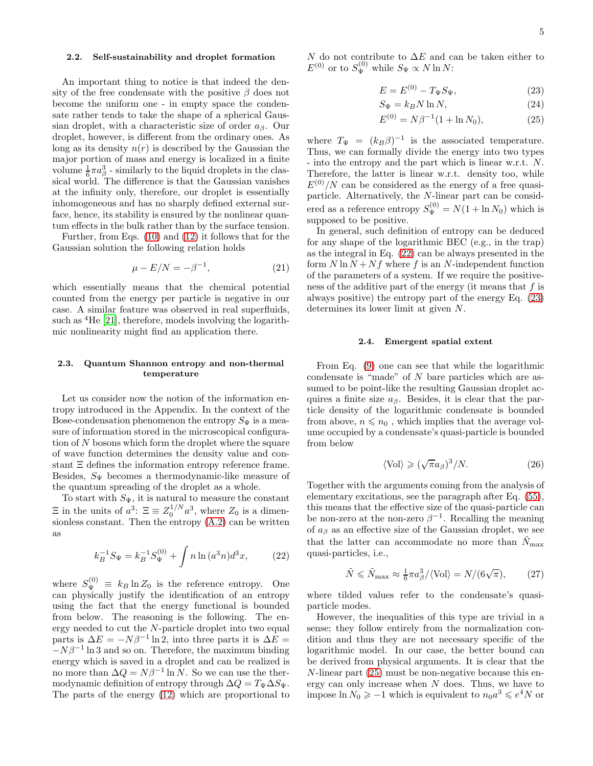### 2.2. Self-sustainability and droplet formation

An important thing to notice is that indeed the density of the free condensate with the positive $\beta$ does not become the uniform one - in empty space the condensate rather tends to take the shape of a spherical Gaussian droplet, with a characteristic size of order $a_\beta$. Our droplet, however, is different from the ordinary ones. As long as its density $n(r)$ is described by the Gaussian the major portion of mass and energy is localized in a finite volume $\frac{1}{6}\pi a_\beta^3$ - similarly to the liquid droplets in the classical world. The difference is that the Gaussian vanishes at the infinity only, therefore, our droplet is essentially inhomogeneous and has no sharply defined external surface, hence, its stability is ensured by the nonlinear quantum effects in the bulk rather than by the surface tension.

Further, from Eqs. (10) and (12) it follows that for the Gaussian solution the following relation holds

$$\mu - E/N = -\beta^{-1}, \tag{21}$$

which essentially means that the chemical potential counted from the energy per particle is negative in our case. A similar feature was observed in real superfluids, such as $^4$He [21], therefore, models involving the logarithmic nonlinearity might find an application there.

### 2.3. Quantum Shannon entropy and non-thermal temperature

Let us consider now the notion of the information entropy introduced in the Appendix. In the context of the Bose-condensation phenomenon the entropy $S_\Psi$ is a measure of information stored in the microscopical configuration of $N$ bosons which form the droplet where the square of wave function determines the density value and constant $\Xi$ defines the information entropy reference frame. Besides, $S_\Psi$ becomes a thermodynamic-like measure of the quantum spreading of the droplet as a whole.

To start with $S_\Psi$, it is natural to measure the constant $\Xi$ in the units of $a^3$: $\Xi \equiv Z_0^{1/N} a^3$, where $Z_0$ is a dimensionless constant. Then the entropy (A.2) can be written as

$$k_B^{-1} S_\Psi = k_B^{-1} S_\Psi^{(0)} + \int n \ln (a^3 n) d^3 x, \tag{22}$$

where $S_\Psi^{(0)} \equiv k_B \ln Z_0$ is the reference entropy. One can physically justify the identification of an entropy using the fact that the energy functional is bounded from below. The reasoning is the following. The energy needed to cut the $N$-particle droplet into two equal parts is $\Delta E = -N\beta^{-1}\ln 2$, into three parts it is $\Delta E = -N\beta^{-1}\ln 3$ and so on. Therefore, the maximum binding energy which is saved in a droplet and can be realized is no more than $\Delta Q = N\beta^{-1}\ln N$. So we can use the thermodynamic definition of entropy through $\Delta Q = T_\Psi \Delta S_\Psi$. The parts of the energy (12) which are proportional to $N$ do not contribute to $\Delta E$ and can be taken either to $E^{(0)}$ or to $S_\Psi^{(0)}$ while $S_\Psi \propto N \ln N$:

$$E = E^{(0)} - T_\Psi S_\Psi, \tag{23}$$

$$S_\Psi = k_B N \ln N, \tag{24}$$

$$E^{(0)} = N\beta^{-1}(1 + \ln N_0), \tag{25}$$

where $T_\Psi = (k_B \beta)^{-1}$ is the associated temperature. Thus, we can formally divide the energy into two types - into the entropy and the part which is linear w.r.t. $N$. Therefore, the latter is linear w.r.t. density too, while $E^{(0)}/N$ can be considered as the energy of a free quasiparticle. Alternatively, the $N$-linear part can be considered as a reference entropy $S_\Psi^{(0)} = N(1 + \ln N_0)$ which is supposed to be positive.

In general, such definition of entropy can be deduced for any shape of the logarithmic BEC (e.g., in the trap) as the integral in Eq. (22) can be always presented in the form $N \ln N + Nf$ where $f$ is an $N$-independent function of the parameters of a system. If we require the positiveness of the additive part of the energy (it means that $f$ is always positive) the entropy part of the energy Eq. (23) determines its lower limit at given $N$.

### 2.4. Emergent spatial extent

From Eq. (9) one can see that while the logarithmic condensate is "made" of $N$ bare particles which are assumed to be point-like the resulting Gaussian droplet acquires a finite size $a_\beta$. Besides, it is clear that the particle density of the logarithmic condensate is bounded from above, $n \leqslant n_0$ , which implies that the average volume occupied by a condensate's quasi-particle is bounded from below

$$\langle \text{Vol} \rangle \geqslant (\sqrt{\pi} a_\beta)^3 / N. \tag{26}$$

Together with the arguments coming from the analysis of elementary excitations, see the paragraph after Eq. (55), this means that the effective size of the quasi-particle can be non-zero at the non-zero $\beta^{-1}$. Recalling the meaning of $a_\beta$ as an effective size of the Gaussian droplet, we see that the latter can accommodate no more than $\tilde{N}_{\max}$ quasi-particles, i.e.,

$$\tilde{N} \leqslant \tilde{N}_{\max} \approx \tfrac{1}{6}\pi a_\beta^3 / \langle \text{Vol} \rangle = N/(6\sqrt{\pi}), \tag{27}$$

where tilded values refer to the condensate's quasi-particle modes.

However, the inequalities of this type are trivial in a sense; they follow entirely from the normalization condition and thus they are not necessary specific of the logarithmic model. In our case, the better bound can be derived from physical arguments. It is clear that the $N$-linear part (25) must be non-negative because this energy can only increase when $N$ does. Thus, we have to impose $\ln N_0 \geqslant -1$ which is equivalent to $n_0 a^3 \leqslant e^4 N$ or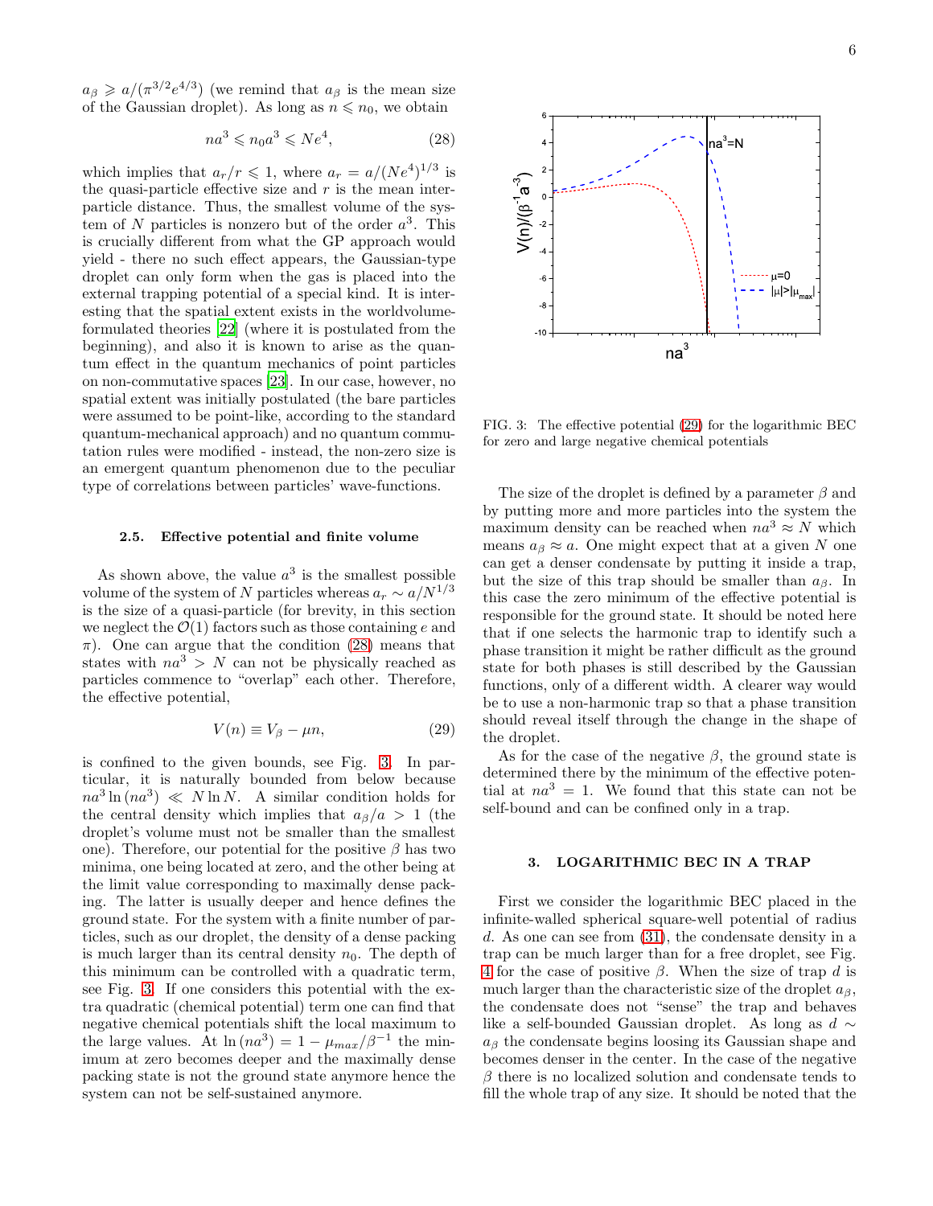$a_\beta \geqslant a/(\pi^{3/2}e^{4/3})$ (we remind that $a_\beta$ is the mean size of the Gaussian droplet). As long as $n \leqslant n_0$, we obtain

$$na^3 \leqslant n_0 a^3 \leqslant Ne^4, \tag{28}$$

which implies that $a_r/r \leqslant 1$, where $a_r = a/(Ne^4)^{1/3}$ is the quasi-particle effective size and $r$ is the mean inter-particle distance. Thus, the smallest volume of the system of $N$ particles is nonzero but of the order $a^3$. This is crucially different from what the GP approach would yield - there no such effect appears, the Gaussian-type droplet can only form when the gas is placed into the external trapping potential of a special kind. It is interesting that the spatial extent exists in the worldvolume-formulated theories [22] (where it is postulated from the beginning), and also it is known to arise as the quantum effect in the quantum mechanics of point particles on non-commutative spaces [23]. In our case, however, no spatial extent was initially postulated (the bare particles were assumed to be point-like, according to the standard quantum-mechanical approach) and no quantum commutation rules were modified - instead, the non-zero size is an emergent quantum phenomenon due to the peculiar type of correlations between particles' wave-functions.

#### 2.5. Effective potential and finite volume

As shown above, the value $a^3$ is the smallest possible volume of the system of $N$ particles whereas $a_r \sim a/N^{1/3}$ is the size of a quasi-particle (for brevity, in this section we neglect the $\mathcal{O}(1)$ factors such as those containing $e$ and $\pi$). One can argue that the condition (28) means that states with $na^3 > N$ can not be physically reached as particles commence to "overlap" each other. Therefore, the effective potential,

$$V(n) \equiv V_\beta - \mu n, \tag{29}$$

is confined to the given bounds, see Fig. 3. In particular, it is naturally bounded from below because $na^3 \ln(na^3) \ll N \ln N$. A similar condition holds for the central density which implies that $a_\beta/a > 1$ (the droplet's volume must not be smaller than the smallest one). Therefore, our potential for the positive $\beta$ has two minima, one being located at zero, and the other being at the limit value corresponding to maximally dense packing. The latter is usually deeper and hence defines the ground state. For the system with a finite number of particles, such as our droplet, the density of a dense packing is much larger than its central density $n_0$. The depth of this minimum can be controlled with a quadratic term, see Fig. 3. If one considers this potential with the extra quadratic (chemical potential) term one can find that negative chemical potentials shift the local maximum to the large values. At $\ln(na^3) = 1 - \mu_{max}/\beta^{-1}$ the minimum at zero becomes deeper and the maximally dense packing state is not the ground state anymore hence the system can not be self-sustained anymore.

FIG. 3: The effective potential (29) for the logarithmic BEC for zero and large negative chemical potentials

The size of the droplet is defined by a parameter $\beta$ and by putting more and more particles into the system the maximum density can be reached when $na^3 \approx N$ which means $a_\beta \approx a$. One might expect that at a given $N$ one can get a denser condensate by putting it inside a trap, but the size of this trap should be smaller than $a_\beta$. In this case the zero minimum of the effective potential is responsible for the ground state. It should be noted here that if one selects the harmonic trap to identify such a phase transition it might be rather difficult as the ground state for both phases is still described by the Gaussian functions, only of a different width. A clearer way would be to use a non-harmonic trap so that a phase transition should reveal itself through the change in the shape of the droplet.

As for the case of the negative $\beta$, the ground state is determined there by the minimum of the effective potential at $na^3 = 1$. We found that this state can not be self-bound and can be confined only in a trap.

### 3. LOGARITHMIC BEC IN A TRAP

First we consider the logarithmic BEC placed in the infinite-walled spherical square-well potential of radius $d$. As one can see from (31), the condensate density in a trap can be much larger than for a free droplet, see Fig. 4 for the case of positive $\beta$. When the size of trap $d$ is much larger than the characteristic size of the droplet $a_\beta$, the condensate does not "sense" the trap and behaves like a self-bounded Gaussian droplet. As long as $d \sim a_\beta$ the condensate begins loosing its Gaussian shape and becomes denser in the center. In the case of the negative $\beta$ there is no localized solution and condensate tends to fill the whole trap of any size. It should be noted that the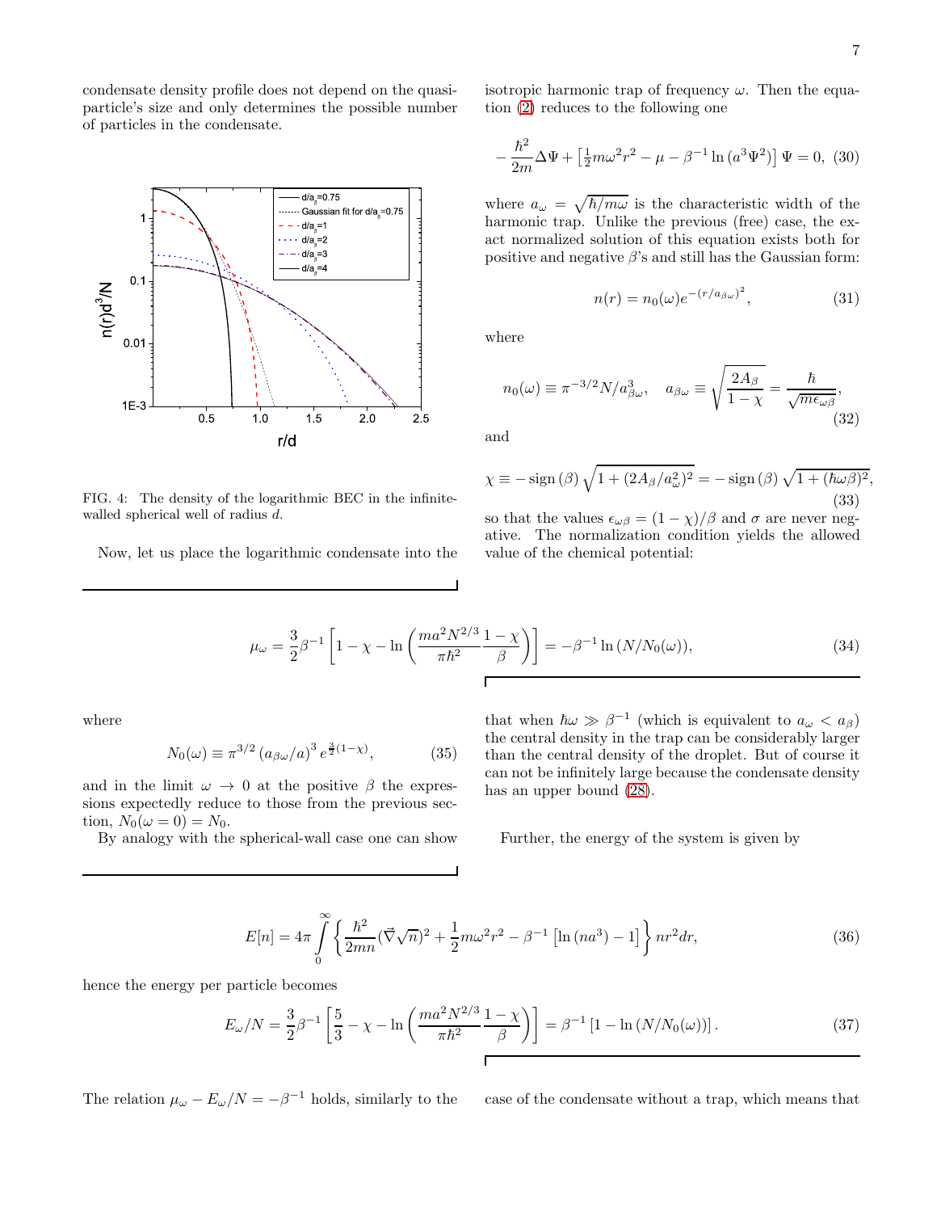condensate density profile does not depend on the quasi-particle's size and only determines the possible number of particles in the condensate.

FIG. 4: The density of the logarithmic BEC in the infinite-walled spherical well of radius $d$.

Now, let us place the logarithmic condensate into the isotropic harmonic trap of frequency $\omega$. Then the equation (2) reduces to the following one

$$-\frac{\hbar^2}{2m}\Delta\Psi + \left[\tfrac{1}{2}m\omega^2 r^2 - \mu - \beta^{-1}\ln\left(a^3\Psi^2\right)\right]\Psi = 0, \quad (30)$$

where $a_\omega = \sqrt{\hbar/m\omega}$ is the characteristic width of the harmonic trap. Unlike the previous (free) case, the exact normalized solution of this equation exists both for positive and negative $\beta$'s and still has the Gaussian form:

$$n(r) = n_0(\omega) e^{-(r/a_{\beta\omega})^2}, \quad (31)$$

where

$$n_0(\omega) \equiv \pi^{-3/2} N/a_{\beta\omega}^3, \quad a_{\beta\omega} \equiv \sqrt{\frac{2A_\beta}{1-\chi}} = \frac{\hbar}{\sqrt{m\epsilon_{\omega\beta}}}, \quad (32)$$

and

$$\chi \equiv -\operatorname{sign}(\beta)\sqrt{1+(2A_\beta/a_\omega^2)^2} = -\operatorname{sign}(\beta)\sqrt{1+(\hbar\omega\beta)^2}, \quad (33)$$

so that the values $\epsilon_{\omega\beta} = (1-\chi)/\beta$ and $\sigma$ are never negative. The normalization condition yields the allowed value of the chemical potential:

$$\mu_\omega = \frac{3}{2}\beta^{-1}\left[1-\chi-\ln\left(\frac{ma^2N^{2/3}}{\pi\hbar^2}\frac{1-\chi}{\beta}\right)\right] = -\beta^{-1}\ln\left(N/N_0(\omega)\right), \quad (34)$$

where

$$N_0(\omega) \equiv \pi^{3/2}\left(a_{\beta\omega}/a\right)^3 e^{\frac{3}{2}(1-\chi)}, \quad (35)$$

and in the limit $\omega \to 0$ at the positive $\beta$ the expressions expectedly reduce to those from the previous section, $N_0(\omega=0) = N_0$.

By analogy with the spherical-wall case one can show that when $\hbar\omega \gg \beta^{-1}$ (which is equivalent to $a_\omega < a_\beta$) the central density in the trap can be considerably larger than the central density of the droplet. But of course it can not be infinitely large because the condensate density has an upper bound (28).

Further, the energy of the system is given by

$$E[n] = 4\pi\int_0^\infty \left\{\frac{\hbar^2}{2mn}(\vec{\nabla}\sqrt{n})^2 + \frac{1}{2}m\omega^2 r^2 - \beta^{-1}\left[\ln\left(na^3\right)-1\right]\right\} nr^2 dr, \quad (36)$$

hence the energy per particle becomes

$$E_\omega/N = \frac{3}{2}\beta^{-1}\left[\frac{5}{3}-\chi-\ln\left(\frac{ma^2N^{2/3}}{\pi\hbar^2}\frac{1-\chi}{\beta}\right)\right] = \beta^{-1}\left[1-\ln\left(N/N_0(\omega)\right)\right]. \quad (37)$$

The relation $\mu_\omega - E_\omega/N = -\beta^{-1}$ holds, similarly to the case of the condensate without a trap, which means that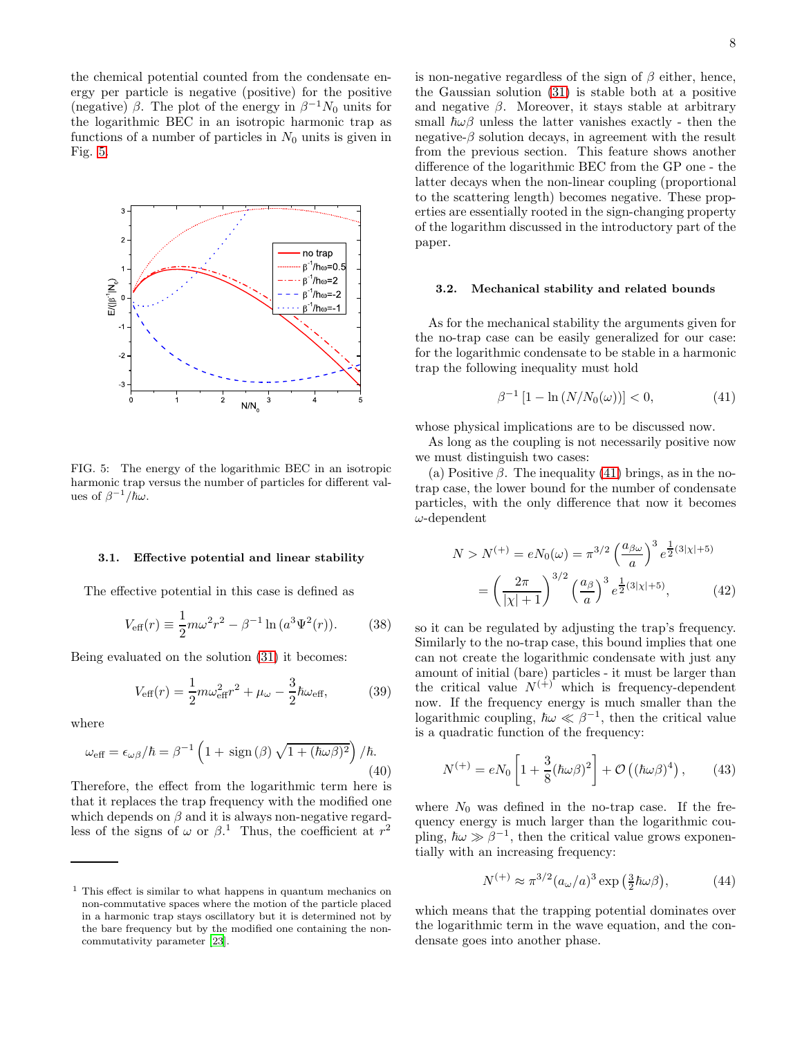the chemical potential counted from the condensate energy per particle is negative (positive) for the positive (negative) $\beta$. The plot of the energy in $\beta^{-1}N_0$ units for the logarithmic BEC in an isotropic harmonic trap as functions of a number of particles in $N_0$ units is given in Fig. 5.

FIG. 5: The energy of the logarithmic BEC in an isotropic harmonic trap versus the number of particles for different values of $\beta^{-1}/\hbar\omega$.

#### 3.1. Effective potential and linear stability

The effective potential in this case is defined as

$$V_{\rm eff}(r) \equiv \frac{1}{2}m\omega^2 r^2 - \beta^{-1}\ln{(a^3\Psi^2(r))}. \tag{38}$$

Being evaluated on the solution (31) it becomes:

$$V_{\rm eff}(r) = \frac{1}{2}m\omega_{\rm eff}^2 r^2 + \mu_\omega - \frac{3}{2}\hbar\omega_{\rm eff}, \tag{39}$$

where

$$\omega_{\rm eff} = \epsilon_{\omega\beta}/\hbar = \beta^{-1}\left(1 + {\rm sign}\,(\beta)\sqrt{1+(\hbar\omega\beta)^2}\right)/\hbar. \tag{40}$$

Therefore, the effect from the logarithmic term here is that it replaces the trap frequency with the modified one which depends on $\beta$ and it is always non-negative regardless of the signs of $\omega$ or $\beta$.[1] Thus, the coefficient at $r^2$ is non-negative regardless of the sign of $\beta$ either, hence, the Gaussian solution (31) is stable both at a positive and negative $\beta$. Moreover, it stays stable at arbitrary small $\hbar\omega\beta$ unless the latter vanishes exactly - then the negative-$\beta$ solution decays, in agreement with the result from the previous section. This feature shows another difference of the logarithmic BEC from the GP one - the latter decays when the non-linear coupling (proportional to the scattering length) becomes negative. These properties are essentially rooted in the sign-changing property of the logarithm discussed in the introductory part of the paper.

[1] This effect is similar to what happens in quantum mechanics on non-commutative spaces where the motion of the particle placed in a harmonic trap stays oscillatory but it is determined not by the bare frequency but by the modified one containing the non-commutativity parameter [23].

#### 3.2. Mechanical stability and related bounds

As for the mechanical stability the arguments given for the no-trap case can be easily generalized for our case: for the logarithmic condensate to be stable in a harmonic trap the following inequality must hold

$$\beta^{-1}\left[1 - \ln{(N/N_0(\omega))}\right] < 0, \tag{41}$$

whose physical implications are to be discussed now.

As long as the coupling is not necessarily positive now we must distinguish two cases:

(a) Positive $\beta$. The inequality (41) brings, as in the no-trap case, the lower bound for the number of condensate particles, with the only difference that now it becomes $\omega$-dependent

$$\begin{aligned} N > N^{(+)} = eN_0(\omega) &= \pi^{3/2}\left(\frac{a_{\beta\omega}}{a}\right)^3 e^{\frac{1}{2}(3|\chi|+5)} \\ &= \left(\frac{2\pi}{|\chi|+1}\right)^{3/2}\left(\frac{a_\beta}{a}\right)^3 e^{\frac{1}{2}(3|\chi|+5)}, \end{aligned} \tag{42}$$

so it can be regulated by adjusting the trap's frequency. Similarly to the no-trap case, this bound implies that one can not create the logarithmic condensate with just any amount of initial (bare) particles - it must be larger than the critical value $N^{(+)}$ which is frequency-dependent now. If the frequency energy is much smaller than the logarithmic coupling, $\hbar\omega \ll \beta^{-1}$, then the critical value is a quadratic function of the frequency:

$$N^{(+)} = eN_0\left[1 + \frac{3}{8}(\hbar\omega\beta)^2\right] + \mathcal{O}\left((\hbar\omega\beta)^4\right), \tag{43}$$

where $N_0$ was defined in the no-trap case. If the frequency energy is much larger than the logarithmic coupling, $\hbar\omega \gg \beta^{-1}$, then the critical value grows exponentially with an increasing frequency:

$$N^{(+)} \approx \pi^{3/2}(a_\omega/a)^3 \exp\left(\tfrac{3}{2}\hbar\omega\beta\right), \tag{44}$$

which means that the trapping potential dominates over the logarithmic term in the wave equation, and the condensate goes into another phase.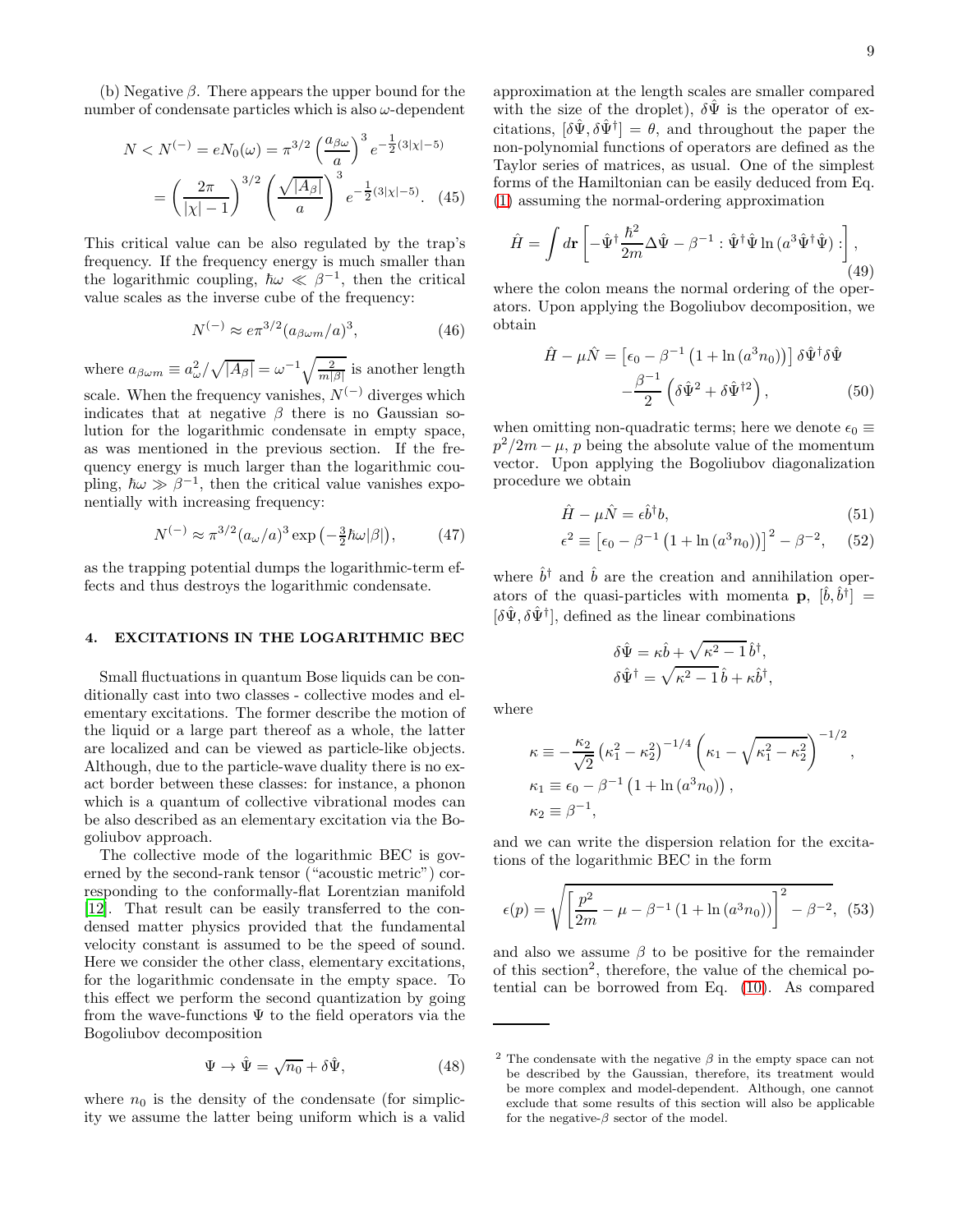(b) Negative $\beta$. There appears the upper bound for the number of condensate particles which is also $\omega$-dependent

$$
N < N^{(-)} = e N_0(\omega) = \pi^{3/2} \left(\frac{a_{\beta\omega}}{a}\right)^3 e^{-\frac{1}{2}(3|\chi|-5)}
$$
$$
= \left(\frac{2\pi}{|\chi|-1}\right)^{3/2} \left(\frac{\sqrt{|A_\beta|}}{a}\right)^3 e^{-\frac{1}{2}(3|\chi|-5)}. \quad (45)
$$

This critical value can be also regulated by the trap's frequency. If the frequency energy is much smaller than the logarithmic coupling, $\hbar\omega \ll \beta^{-1}$, then the critical value scales as the inverse cube of the frequency:

$$
N^{(-)} \approx e\pi^{3/2} (a_{\beta\omega m}/a)^3, \quad (46)
$$

where $a_{\beta\omega m} \equiv a_\omega^2/\sqrt{|A_\beta|} = \omega^{-1}\sqrt{\frac{2}{m|\beta|}}$ is another length scale. When the frequency vanishes, $N^{(-)}$ diverges which indicates that at negative $\beta$ there is no Gaussian solution for the logarithmic condensate in empty space, as was mentioned in the previous section. If the frequency energy is much larger than the logarithmic coupling, $\hbar\omega \gg \beta^{-1}$, then the critical value vanishes exponentially with increasing frequency:

$$
N^{(-)} \approx \pi^{3/2} (a_\omega/a)^3 \exp\left(-\tfrac{3}{2}\hbar\omega|\beta|\right), \quad (47)
$$

as the trapping potential dumps the logarithmic-term effects and thus destroys the logarithmic condensate.

## 4. EXCITATIONS IN THE LOGARITHMIC BEC

Small fluctuations in quantum Bose liquids can be conditionally cast into two classes - collective modes and elementary excitations. The former describe the motion of the liquid or a large part thereof as a whole, the latter are localized and can be viewed as particle-like objects. Although, due to the particle-wave duality there is no exact border between these classes: for instance, a phonon which is a quantum of collective vibrational modes can be also described as an elementary excitation via the Bogoliubov approach.

The collective mode of the logarithmic BEC is governed by the second-rank tensor ("acoustic metric") corresponding to the conformally-flat Lorentzian manifold [12]. That result can be easily transferred to the condensed matter physics provided that the fundamental velocity constant is assumed to be the speed of sound. Here we consider the other class, elementary excitations, for the logarithmic condensate in the empty space. To this effect we perform the second quantization by going from the wave-functions $\Psi$ to the field operators via the Bogoliubov decomposition

$$
\Psi \to \hat\Psi = \sqrt{n_0} + \delta\hat\Psi, \quad (48)
$$

where $n_0$ is the density of the condensate (for simplicity we assume the latter being uniform which is a valid approximation at the length scales are smaller compared with the size of the droplet), $\delta\hat\Psi$ is the operator of excitations, $[\delta\hat\Psi, \delta\hat\Psi^\dagger] = \theta$, and throughout the paper the non-polynomial functions of operators are defined as the Taylor series of matrices, as usual. One of the simplest forms of the Hamiltonian can be easily deduced from Eq. (1) assuming the normal-ordering approximation

$$
\hat H = \int d\mathbf{r} \left[ -\hat\Psi^\dagger \frac{\hbar^2}{2m}\Delta\hat\Psi - \beta^{-1} :\hat\Psi^\dagger\hat\Psi \ln\left(a^3\hat\Psi^\dagger\hat\Psi\right): \right], \quad (49)
$$

where the colon means the normal ordering of the operators. Upon applying the Bogoliubov decomposition, we obtain

$$
\hat H - \mu\hat N = \left[\epsilon_0 - \beta^{-1}\left(1 + \ln\left(a^3 n_0\right)\right)\right] \delta\hat\Psi^\dagger\delta\hat\Psi
$$
$$
-\frac{\beta^{-1}}{2}\left(\delta\hat\Psi^2 + \delta\hat\Psi^{\dagger 2}\right), \quad (50)
$$

when omitting non-quadratic terms; here we denote $\epsilon_0 \equiv p^2/2m - \mu$, $p$ being the absolute value of the momentum vector. Upon applying the Bogoliubov diagonalization procedure we obtain

$$
\hat H - \mu\hat N = \epsilon\hat b^\dagger b, \quad (51)
$$
$$
\epsilon^2 \equiv \left[\epsilon_0 - \beta^{-1}\left(1 + \ln\left(a^3 n_0\right)\right)\right]^2 - \beta^{-2}, \quad (52)
$$

where $\hat b^\dagger$ and $\hat b$ are the creation and annihilation operators of the quasi-particles with momenta $\mathbf{p}$, $[\hat b, \hat b^\dagger] = [\delta\hat\Psi, \delta\hat\Psi^\dagger]$, defined as the linear combinations

$$
\delta\hat\Psi = \kappa\hat b + \sqrt{\kappa^2 - 1}\,\hat b^\dagger,
$$
$$
\delta\hat\Psi^\dagger = \sqrt{\kappa^2 - 1}\,\hat b + \kappa\hat b^\dagger,
$$

where

$$
\kappa \equiv -\frac{\kappa_2}{\sqrt 2}\left(\kappa_1^2 - \kappa_2^2\right)^{-1/4}\left(\kappa_1 - \sqrt{\kappa_1^2 - \kappa_2^2}\right)^{-1/2},
$$
$$
\kappa_1 \equiv \epsilon_0 - \beta^{-1}\left(1 + \ln\left(a^3 n_0\right)\right),
$$
$$
\kappa_2 \equiv \beta^{-1},
$$

and we can write the dispersion relation for the excitations of the logarithmic BEC in the form

$$
\epsilon(p) = \sqrt{\left[\frac{p^2}{2m} - \mu - \beta^{-1}\left(1 + \ln\left(a^3 n_0\right)\right)\right]^2 - \beta^{-2}}, \quad (53)
$$

and also we assume $\beta$ to be positive for the remainder of this section[2], therefore, the value of the chemical potential can be borrowed from Eq. (10). As compared

[2] The condensate with the negative $\beta$ in the empty space can not be described by the Gaussian, therefore, its treatment would be more complex and model-dependent. Although, one cannot exclude that some results of this section will also be applicable for the negative-$\beta$ sector of the model.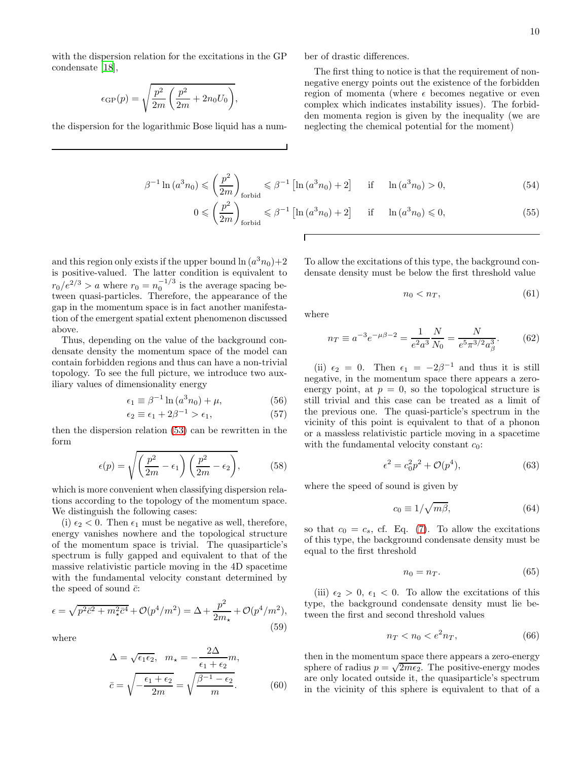with the dispersion relation for the excitations in the GP condensate [18],

$$\epsilon_{\rm GP}(p) = \sqrt{\frac{p^2}{2m}\left(\frac{p^2}{2m} + 2n_0 U_0\right)},$$

the dispersion for the logarithmic Bose liquid has a number of drastic differences.

The first thing to notice is that the requirement of non-negative energy points out the existence of the forbidden region of momenta (where $\epsilon$ becomes negative or even complex which indicates instability issues). The forbidden momenta region is given by the inequality (we are neglecting the chemical potential for the moment)

$$\beta^{-1}\ln(a^3 n_0) \leqslant \left(\frac{p^2}{2m}\right)_{\rm forbid} \leqslant \beta^{-1}\left[\ln(a^3 n_0) + 2\right] \quad \text{if} \quad \ln(a^3 n_0) > 0, \tag{54}$$

$$0 \leqslant \left(\frac{p^2}{2m}\right)_{\rm forbid} \leqslant \beta^{-1}\left[\ln(a^3 n_0) + 2\right] \quad \text{if} \quad \ln(a^3 n_0) \leqslant 0, \tag{55}$$

and this region only exists if the upper bound $\ln(a^3 n_0) + 2$ is positive-valued. The latter condition is equivalent to $r_0/e^{2/3} > a$ where $r_0 = n_0^{-1/3}$ is the average spacing between quasi-particles. Therefore, the appearance of the gap in the momentum space is in fact another manifestation of the emergent spatial extent phenomenon discussed above.

Thus, depending on the value of the background condensate density the momentum space of the model can contain forbidden regions and thus can have a non-trivial topology. To see the full picture, we introduce two auxiliary values of dimensionality energy

$$\epsilon_1 \equiv \beta^{-1}\ln(a^3 n_0) + \mu, \tag{56}$$

$$\epsilon_2 \equiv \epsilon_1 + 2\beta^{-1} > \epsilon_1, \tag{57}$$

then the dispersion relation (53) can be rewritten in the form

$$\epsilon(p) = \sqrt{\left(\frac{p^2}{2m} - \epsilon_1\right)\left(\frac{p^2}{2m} - \epsilon_2\right)}, \tag{58}$$

which is more convenient when classifying dispersion relations according to the topology of the momentum space. We distinguish the following cases:

(i) $\epsilon_2 < 0$. Then $\epsilon_1$ must be negative as well, therefore, energy vanishes nowhere and the topological structure of the momentum space is trivial. The quasiparticle's spectrum is fully gapped and equivalent to that of the massive relativistic particle moving in the 4D spacetime with the fundamental velocity constant determined by the speed of sound $\bar{c}$:

$$\epsilon = \sqrt{p^2\bar{c}^2 + m_\star^2\bar{c}^4} + \mathcal{O}(p^4/m^2) = \Delta + \frac{p^2}{2m_\star} + \mathcal{O}(p^4/m^2), \tag{59}$$

where

$$\Delta = \sqrt{\epsilon_1\epsilon_2}, \quad m_\star = -\frac{2\Delta}{\epsilon_1+\epsilon_2}m,$$
$$\bar{c} = \sqrt{-\frac{\epsilon_1+\epsilon_2}{2m}} = \sqrt{\frac{\beta^{-1}-\epsilon_2}{m}}. \tag{60}$$

To allow the excitations of this type, the background condensate density must be below the first threshold value

$$n_0 < n_T, \tag{61}$$

where

$$n_T \equiv a^{-3}e^{-\mu\beta-2} = \frac{1}{e^2 a^3}\frac{N}{N_0} = \frac{N}{e^5\pi^{3/2}a_\beta^3}. \tag{62}$$

(ii) $\epsilon_2 = 0$. Then $\epsilon_1 = -2\beta^{-1}$ and thus it is still negative, in the momentum space there appears a zero-energy point, at $p=0$, so the topological structure is still trivial and this case can be treated as a limit of the previous one. The quasi-particle's spectrum in the vicinity of this point is equivalent to that of a phonon or a massless relativistic particle moving in a spacetime with the fundamental velocity constant $c_0$:

$$\epsilon^2 = c_0^2 p^2 + \mathcal{O}(p^4), \tag{63}$$

where the speed of sound is given by

$$c_0 \equiv 1/\sqrt{m\beta}, \tag{64}$$

so that $c_0 = c_s$, cf. Eq. (7). To allow the excitations of this type, the background condensate density must be equal to the first threshold

$$n_0 = n_T. \tag{65}$$

(iii) $\epsilon_2 > 0$, $\epsilon_1 < 0$. To allow the excitations of this type, the background condensate density must lie between the first and second threshold values

$$n_T < n_0 < e^2 n_T, \tag{66}$$

then in the momentum space there appears a zero-energy sphere of radius $p = \sqrt{2m\epsilon_2}$. The positive-energy modes are only located outside it, the quasiparticle's spectrum in the vicinity of this sphere is equivalent to that of a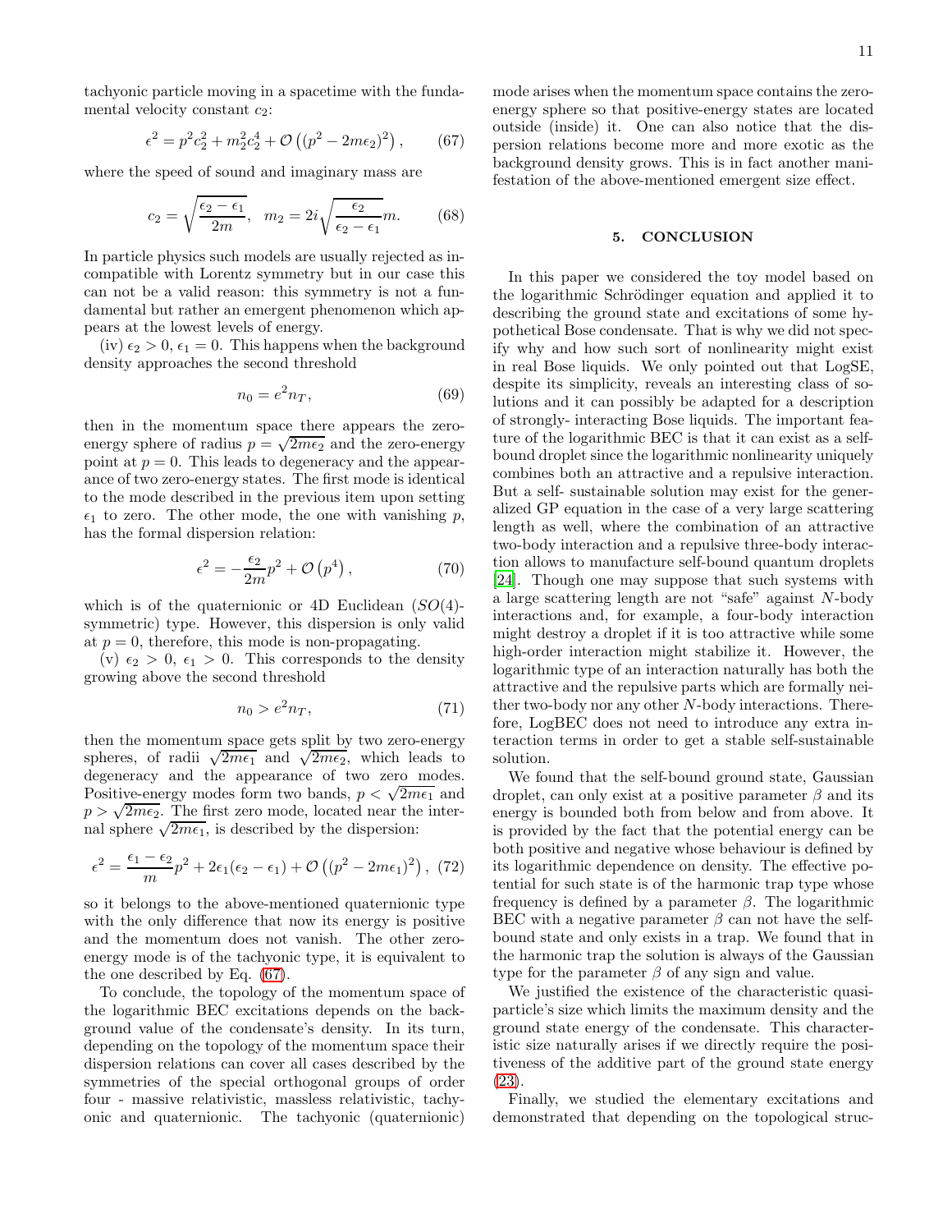tachyonic particle moving in a spacetime with the fundamental velocity constant $c_2$:

$$\epsilon^2 = p^2 c_2^2 + m_2^2 c_2^4 + \mathcal{O}\left((p^2 - 2m\epsilon_2)^2\right), \qquad (67)$$

where the speed of sound and imaginary mass are

$$c_2 = \sqrt{\frac{\epsilon_2 - \epsilon_1}{2m}}, \quad m_2 = 2i\sqrt{\frac{\epsilon_2}{\epsilon_2 - \epsilon_1}}m. \qquad (68)$$

In particle physics such models are usually rejected as incompatible with Lorentz symmetry but in our case this can not be a valid reason: this symmetry is not a fundamental but rather an emergent phenomenon which appears at the lowest levels of energy.

(iv) $\epsilon_2 > 0$, $\epsilon_1 = 0$. This happens when the background density approaches the second threshold

$$n_0 = e^2 n_T, \qquad (69)$$

then in the momentum space there appears the zero-energy sphere of radius $p = \sqrt{2m\epsilon_2}$ and the zero-energy point at $p = 0$. This leads to degeneracy and the appearance of two zero-energy states. The first mode is identical to the mode described in the previous item upon setting $\epsilon_1$ to zero. The other mode, the one with vanishing $p$, has the formal dispersion relation:

$$\epsilon^2 = -\frac{\epsilon_2}{2m}p^2 + \mathcal{O}\left(p^4\right), \qquad (70)$$

which is of the quaternionic or 4D Euclidean ($SO(4)$-symmetric) type. However, this dispersion is only valid at $p = 0$, therefore, this mode is non-propagating.

(v) $\epsilon_2 > 0$, $\epsilon_1 > 0$. This corresponds to the density growing above the second threshold

$$n_0 > e^2 n_T, \qquad (71)$$

then the momentum space gets split by two zero-energy spheres, of radii $\sqrt{2m\epsilon_1}$ and $\sqrt{2m\epsilon_2}$, which leads to degeneracy and the appearance of two zero modes. Positive-energy modes form two bands, $p < \sqrt{2m\epsilon_1}$ and $p > \sqrt{2m\epsilon_2}$. The first zero mode, located near the internal sphere $\sqrt{2m\epsilon_1}$, is described by the dispersion:

$$\epsilon^2 = \frac{\epsilon_1 - \epsilon_2}{m}p^2 + 2\epsilon_1(\epsilon_2 - \epsilon_1) + \mathcal{O}\left((p^2 - 2m\epsilon_1)^2\right), \qquad (72)$$

so it belongs to the above-mentioned quaternionic type with the only difference that now its energy is positive and the momentum does not vanish. The other zero-energy mode is of the tachyonic type, it is equivalent to the one described by Eq. (67).

To conclude, the topology of the momentum space of the logarithmic BEC excitations depends on the background value of the condensate's density. In its turn, depending on the topology of the momentum space their dispersion relations can cover all cases described by the symmetries of the special orthogonal groups of order four - massive relativistic, massless relativistic, tachyonic and quaternionic. The tachyonic (quaternionic) mode arises when the momentum space contains the zero-energy sphere so that positive-energy states are located outside (inside) it. One can also notice that the dispersion relations become more and more exotic as the background density grows. This is in fact another manifestation of the above-mentioned emergent size effect.

## 5. CONCLUSION

In this paper we considered the toy model based on the logarithmic Schrödinger equation and applied it to describing the ground state and excitations of some hypothetical Bose condensate. That is why we did not specify why and how such sort of nonlinearity might exist in real Bose liquids. We only pointed out that LogSE, despite its simplicity, reveals an interesting class of solutions and it can possibly be adapted for a description of strongly- interacting Bose liquids. The important feature of the logarithmic BEC is that it can exist as a self-bound droplet since the logarithmic nonlinearity uniquely combines both an attractive and a repulsive interaction. But a self- sustainable solution may exist for the generalized GP equation in the case of a very large scattering length as well, where the combination of an attractive two-body interaction and a repulsive three-body interaction allows to manufacture self-bound quantum droplets [24]. Though one may suppose that such systems with a large scattering length are not "safe" against $N$-body interactions and, for example, a four-body interaction might destroy a droplet if it is too attractive while some high-order interaction might stabilize it. However, the logarithmic type of an interaction naturally has both the attractive and the repulsive parts which are formally neither two-body nor any other $N$-body interactions. Therefore, LogBEC does not need to introduce any extra interaction terms in order to get a stable self-sustainable solution.

We found that the self-bound ground state, Gaussian droplet, can only exist at a positive parameter $\beta$ and its energy is bounded both from below and from above. It is provided by the fact that the potential energy can be both positive and negative whose behaviour is defined by its logarithmic dependence on density. The effective potential for such state is of the harmonic trap type whose frequency is defined by a parameter $\beta$. The logarithmic BEC with a negative parameter $\beta$ can not have the self-bound state and only exists in a trap. We found that in the harmonic trap the solution is always of the Gaussian type for the parameter $\beta$ of any sign and value.

We justified the existence of the characteristic quasiparticle's size which limits the maximum density and the ground state energy of the condensate. This characteristic size naturally arises if we directly require the positiveness of the additive part of the ground state energy (23).

Finally, we studied the elementary excitations and demonstrated that depending on the topological struc-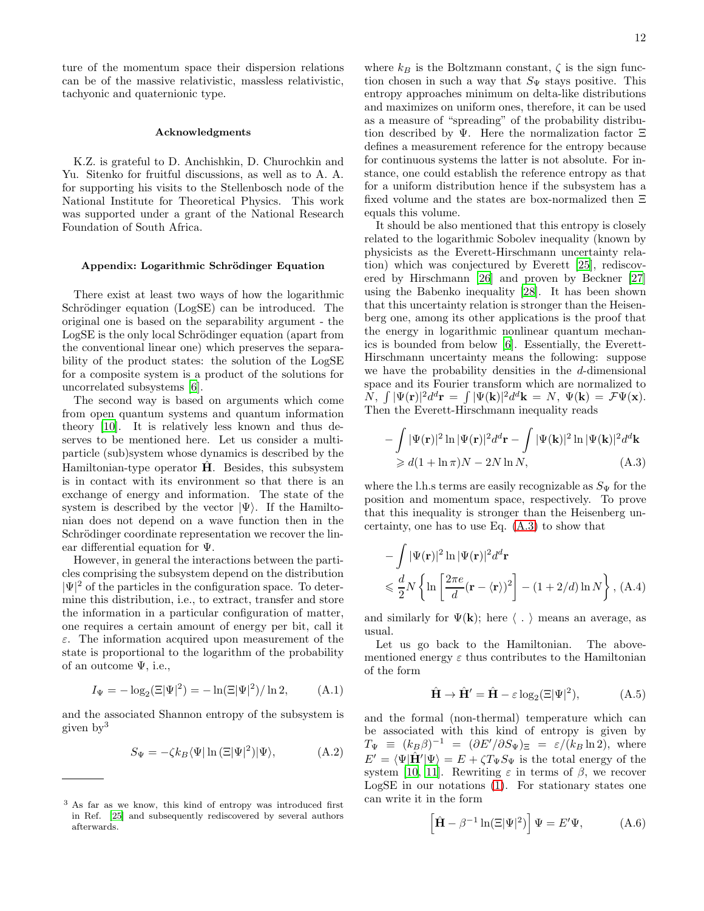ture of the momentum space their dispersion relations can be of the massive relativistic, massless relativistic, tachyonic and quaternionic type.

### Acknowledgments

K.Z. is grateful to D. Anchishkin, D. Churochkin and Yu. Sitenko for fruitful discussions, as well as to A. A. for supporting his visits to the Stellenbosch node of the National Institute for Theoretical Physics. This work was supported under a grant of the National Research Foundation of South Africa.

### Appendix: Logarithmic Schrödinger Equation

There exist at least two ways of how the logarithmic Schrödinger equation (LogSE) can be introduced. The original one is based on the separability argument - the LogSE is the only local Schrödinger equation (apart from the conventional linear one) which preserves the separability of the product states: the solution of the LogSE for a composite system is a product of the solutions for uncorrelated subsystems [6].

The second way is based on arguments which come from open quantum systems and quantum information theory [10]. It is relatively less known and thus deserves to be mentioned here. Let us consider a multiparticle (sub)system whose dynamics is described by the Hamiltonian-type operator $\hat{\mathbf{H}}$. Besides, this subsystem is in contact with its environment so that there is an exchange of energy and information. The state of the system is described by the vector $|\Psi\rangle$. If the Hamiltonian does not depend on a wave function then in the Schrödinger coordinate representation we recover the linear differential equation for $\Psi$.

However, in general the interactions between the particles comprising the subsystem depend on the distribution $|\Psi|^2$ of the particles in the configuration space. To determine this distribution, i.e., to extract, transfer and store the information in a particular configuration of matter, one requires a certain amount of energy per bit, call it $\varepsilon$. The information acquired upon measurement of the state is proportional to the logarithm of the probability of an outcome $\Psi$, i.e.,

$$I_\Psi = -\log_2(\Xi|\Psi|^2) = -\ln(\Xi|\Psi|^2)/\ln 2, \tag{A.1}$$

and the associated Shannon entropy of the subsystem is given by[3]

$$S_\Psi = -\zeta k_B \langle\Psi|\ln(\Xi|\Psi|^2)|\Psi\rangle, \tag{A.2}$$

where $k_B$ is the Boltzmann constant, $\zeta$ is the sign function chosen in such a way that $S_\Psi$ stays positive. This entropy approaches minimum on delta-like distributions and maximizes on uniform ones, therefore, it can be used as a measure of "spreading" of the probability distribution described by $\Psi$. Here the normalization factor $\Xi$ defines a measurement reference for the entropy because for continuous systems the latter is not absolute. For instance, one could establish the reference entropy as that for a uniform distribution hence if the subsystem has a fixed volume and the states are box-normalized then $\Xi$ equals this volume.

It should be also mentioned that this entropy is closely related to the logarithmic Sobolev inequality (known by physicists as the Everett-Hirschmann uncertainty relation) which was conjectured by Everett [25], rediscovered by Hirschmann [26] and proven by Beckner [27] using the Babenko inequality [28]. It has been shown that this uncertainty relation is stronger than the Heisenberg one, among its other applications is the proof that the energy in logarithmic nonlinear quantum mechanics is bounded from below [6]. Essentially, the Everett-Hirschmann uncertainty means the following: suppose we have the probability densities in the $d$-dimensional space and its Fourier transform which are normalized to $N$, $\int|\Psi(\mathbf{r})|^2 d^d\mathbf{r} = \int|\Psi(\mathbf{k})|^2 d^d\mathbf{k} = N$, $\Psi(\mathbf{k}) = \mathcal{F}\Psi(\mathbf{x})$. Then the Everett-Hirschmann inequality reads

$$-\int|\Psi(\mathbf{r})|^2\ln|\Psi(\mathbf{r})|^2 d^d\mathbf{r} - \int|\Psi(\mathbf{k})|^2\ln|\Psi(\mathbf{k})|^2 d^d\mathbf{k} \geqslant d(1+\ln\pi)N - 2N\ln N, \tag{A.3}$$

where the l.h.s terms are easily recognizable as $S_\Psi$ for the position and momentum space, respectively. To prove that this inequality is stronger than the Heisenberg uncertainty, one has to use Eq. (A.3) to show that

$$-\int|\Psi(\mathbf{r})|^2\ln|\Psi(\mathbf{r})|^2 d^d\mathbf{r} \leqslant \frac{d}{2}N\left\{\ln\left[\frac{2\pi e}{d}(\mathbf{r}-\langle\mathbf{r}\rangle)^2\right] - (1+2/d)\ln N\right\}, \tag{A.4}$$

and similarly for $\Psi(\mathbf{k})$; here $\langle\ .\ \rangle$ means an average, as usual.

Let us go back to the Hamiltonian. The above-mentioned energy $\varepsilon$ thus contributes to the Hamiltonian of the form

$$\hat{\mathbf{H}} \to \hat{\mathbf{H}}' = \hat{\mathbf{H}} - \varepsilon\log_2(\Xi|\Psi|^2), \tag{A.5}$$

and the formal (non-thermal) temperature which can be associated with this kind of entropy is given by $T_\Psi \equiv (k_B\beta)^{-1} = (\partial E'/\partial S_\Psi)_\Xi = \varepsilon/(k_B\ln 2)$, where $E' = \langle\Psi|\hat{\mathbf{H}}'|\Psi\rangle = E + \zeta T_\Psi S_\Psi$ is the total energy of the system [10, 11]. Rewriting $\varepsilon$ in terms of $\beta$, we recover LogSE in our notations (1). For stationary states one can write it in the form

$$\left[\hat{\mathbf{H}} - \beta^{-1}\ln(\Xi|\Psi|^2)\right]\Psi = E'\Psi, \tag{A.6}$$

[3] As far as we know, this kind of entropy was introduced first in Ref. [25] and subsequently rediscovered by several authors afterwards.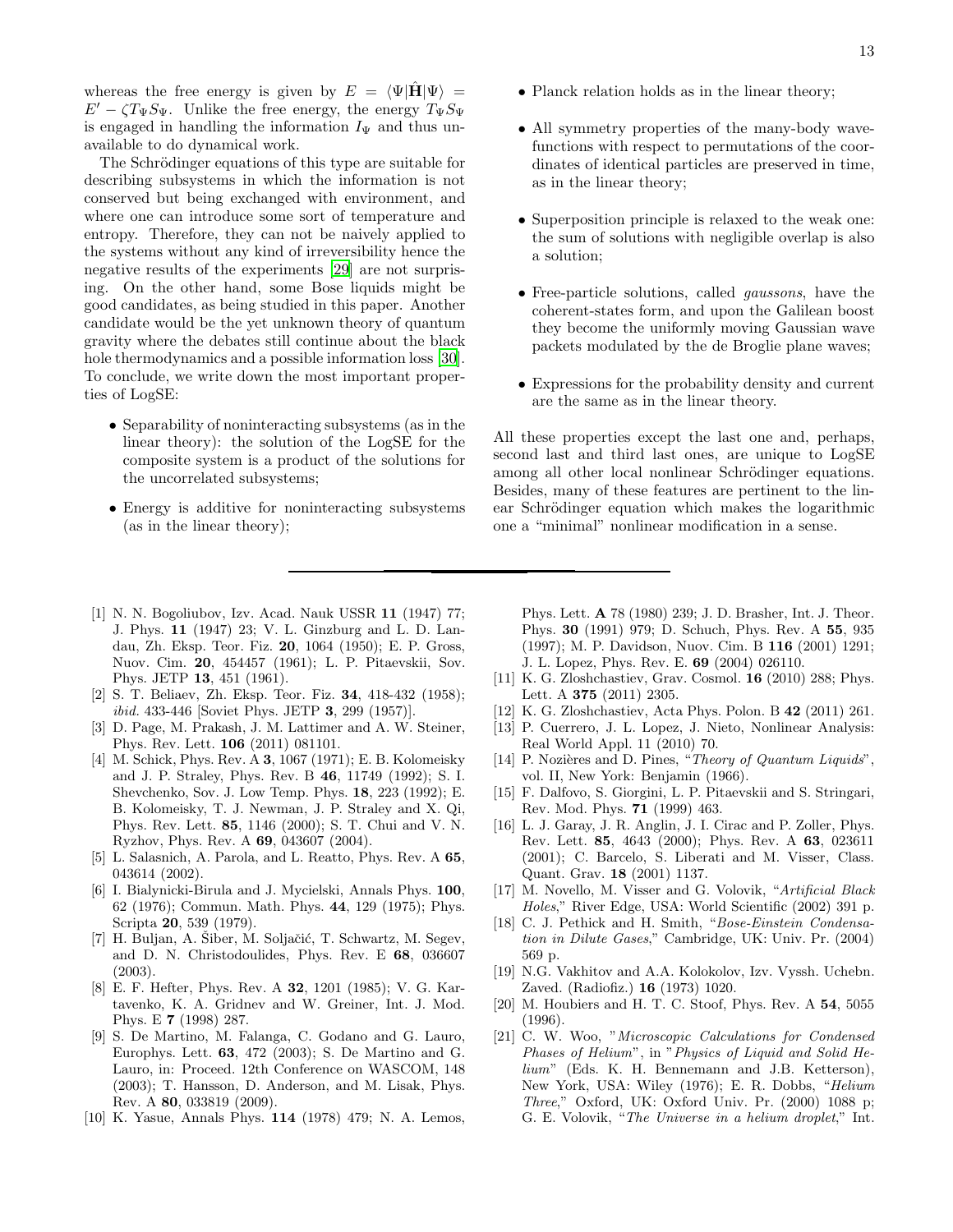whereas the free energy is given by $E = \langle \Psi | \hat{\mathbf{H}} | \Psi \rangle = E' - \zeta T_\Psi S_\Psi$. Unlike the free energy, the energy $T_\Psi S_\Psi$ is engaged in handling the information $I_\Psi$ and thus unavailable to do dynamical work.

The Schrödinger equations of this type are suitable for describing subsystems in which the information is not conserved but being exchanged with environment, and where one can introduce some sort of temperature and entropy. Therefore, they can not be naively applied to the systems without any kind of irreversibility hence the negative results of the experiments [29] are not surprising. On the other hand, some Bose liquids might be good candidates, as being studied in this paper. Another candidate would be the yet unknown theory of quantum gravity where the debates still continue about the black hole thermodynamics and a possible information loss [30]. To conclude, we write down the most important properties of LogSE:

- Separability of noninteracting subsystems (as in the linear theory): the solution of the LogSE for the composite system is a product of the solutions for the uncorrelated subsystems;
- Energy is additive for noninteracting subsystems (as in the linear theory);
- Planck relation holds as in the linear theory;
- All symmetry properties of the many-body wavefunctions with respect to permutations of the coordinates of identical particles are preserved in time, as in the linear theory;
- Superposition principle is relaxed to the weak one: the sum of solutions with negligible overlap is also a solution;
- Free-particle solutions, called *gaussons*, have the coherent-states form, and upon the Galilean boost they become the uniformly moving Gaussian wave packets modulated by the de Broglie plane waves;
- Expressions for the probability density and current are the same as in the linear theory.

All these properties except the last one and, perhaps, second last and third last ones, are unique to LogSE among all other local nonlinear Schrödinger equations. Besides, many of these features are pertinent to the linear Schrödinger equation which makes the logarithmic one a "minimal" nonlinear modification in a sense.

---

[1] N. N. Bogoliubov, Izv. Acad. Nauk USSR **11** (1947) 77; J. Phys. **11** (1947) 23; V. L. Ginzburg and L. D. Landau, Zh. Eksp. Teor. Fiz. **20**, 1064 (1950); E. P. Gross, Nuov. Cim. **20**, 454457 (1961); L. P. Pitaevskii, Sov. Phys. JETP **13**, 451 (1961).

[2] S. T. Beliaev, Zh. Eksp. Teor. Fiz. **34**, 418-432 (1958); *ibid.* 433-446 [Soviet Phys. JETP **3**, 299 (1957)].

[3] D. Page, M. Prakash, J. M. Lattimer and A. W. Steiner, Phys. Rev. Lett. **106** (2011) 081101.

[4] M. Schick, Phys. Rev. A **3**, 1067 (1971); E. B. Kolomeisky and J. P. Straley, Phys. Rev. B **46**, 11749 (1992); S. I. Shevchenko, Sov. J. Low Temp. Phys. **18**, 223 (1992); E. B. Kolomeisky, T. J. Newman, J. P. Straley and X. Qi, Phys. Rev. Lett. **85**, 1146 (2000); S. T. Chui and V. N. Ryzhov, Phys. Rev. A **69**, 043607 (2004).

[5] L. Salasnich, A. Parola, and L. Reatto, Phys. Rev. A **65**, 043614 (2002).

[6] I. Bialynicki-Birula and J. Mycielski, Annals Phys. **100**, 62 (1976); Commun. Math. Phys. **44**, 129 (1975); Phys. Scripta **20**, 539 (1979).

[7] H. Buljan, A. Šiber, M. Soljačić, T. Schwartz, M. Segev, and D. N. Christodoulides, Phys. Rev. E **68**, 036607 (2003).

[8] E. F. Hefter, Phys. Rev. A **32**, 1201 (1985); V. G. Kartavenko, K. A. Gridnev and W. Greiner, Int. J. Mod. Phys. E **7** (1998) 287.

[9] S. De Martino, M. Falanga, C. Godano and G. Lauro, Europhys. Lett. **63**, 472 (2003); S. De Martino and G. Lauro, in: Proceed. 12th Conference on WASCOM, 148 (2003); T. Hansson, D. Anderson, and M. Lisak, Phys. Rev. A **80**, 033819 (2009).

[10] K. Yasue, Annals Phys. **114** (1978) 479; N. A. Lemos, Phys. Lett. **A** 78 (1980) 239; J. D. Brasher, Int. J. Theor. Phys. **30** (1991) 979; D. Schuch, Phys. Rev. A **55**, 935 (1997); M. P. Davidson, Nuov. Cim. B **116** (2001) 1291; J. L. Lopez, Phys. Rev. E. **69** (2004) 026110.

[11] K. G. Zloshchastiev, Grav. Cosmol. **16** (2010) 288; Phys. Lett. A **375** (2011) 2305.

[12] K. G. Zloshchastiev, Acta Phys. Polon. B **42** (2011) 261.

[13] P. Cuerrero, J. L. Lopez, J. Nieto, Nonlinear Analysis: Real World Appl. 11 (2010) 70.

[14] P. Nozières and D. Pines, "*Theory of Quantum Liquids*", vol. II, New York: Benjamin (1966).

[15] F. Dalfovo, S. Giorgini, L. P. Pitaevskii and S. Stringari, Rev. Mod. Phys. **71** (1999) 463.

[16] L. J. Garay, J. R. Anglin, J. I. Cirac and P. Zoller, Phys. Rev. Lett. **85**, 4643 (2000); Phys. Rev. A **63**, 023611 (2001); C. Barcelo, S. Liberati and M. Visser, Class. Quant. Grav. **18** (2001) 1137.

[17] M. Novello, M. Visser and G. Volovik, "*Artificial Black Holes*," River Edge, USA: World Scientific (2002) 391 p.

[18] C. J. Pethick and H. Smith, "*Bose-Einstein Condensation in Dilute Gases*," Cambridge, UK: Univ. Pr. (2004) 569 p.

[19] N.G. Vakhitov and A.A. Kolokolov, Izv. Vyssh. Uchebn. Zaved. (Radiofiz.) **16** (1973) 1020.

[20] M. Houbiers and H. T. C. Stoof, Phys. Rev. A **54**, 5055 (1996).

[21] C. W. Woo, "*Microscopic Calculations for Condensed Phases of Helium*", in "*Physics of Liquid and Solid Helium*" (Eds. K. H. Bennemann and J.B. Ketterson), New York, USA: Wiley (1976); E. R. Dobbs, "*Helium Three*," Oxford, UK: Oxford Univ. Pr. (2000) 1088 p; G. E. Volovik, "*The Universe in a helium droplet*," Int.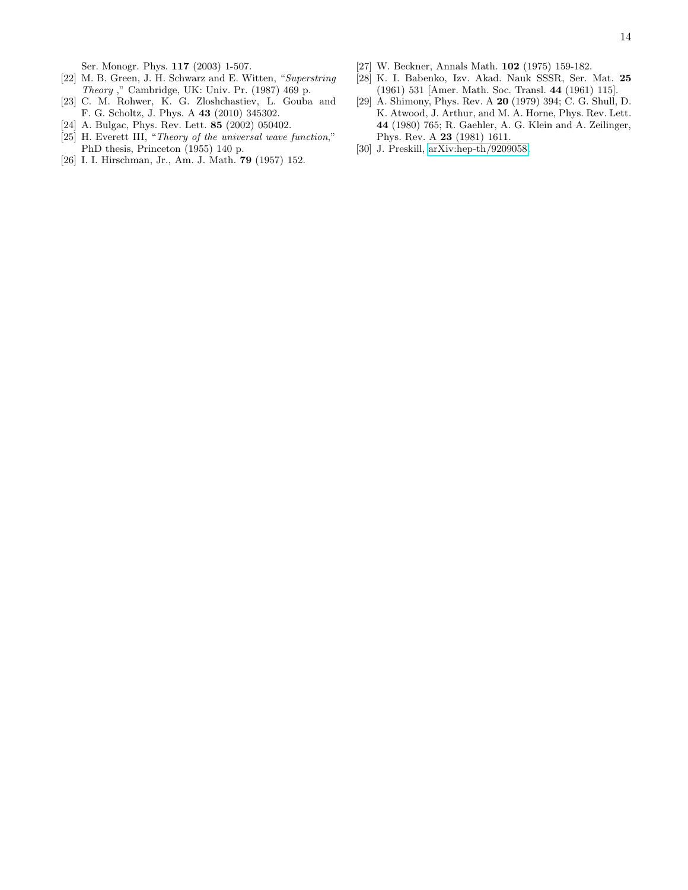Ser. Monogr. Phys. **117** (2003) 1-507.

[22] M. B. Green, J. H. Schwarz and E. Witten, "*Superstring Theory* ," Cambridge, UK: Univ. Pr. (1987) 469 p.

[23] C. M. Rohwer, K. G. Zloshchastiev, L. Gouba and F. G. Scholtz, J. Phys. A **43** (2010) 345302.

[24] A. Bulgac, Phys. Rev. Lett. **85** (2002) 050402.

[25] H. Everett III, "*Theory of the universal wave function*," PhD thesis, Princeton (1955) 140 p.

[26] I. I. Hirschman, Jr., Am. J. Math. **79** (1957) 152.

[27] W. Beckner, Annals Math. **102** (1975) 159-182.

[28] K. I. Babenko, Izv. Akad. Nauk SSSR, Ser. Mat. **25** (1961) 531 [Amer. Math. Soc. Transl. **44** (1961) 115].

[29] A. Shimony, Phys. Rev. A **20** (1979) 394; C. G. Shull, D. K. Atwood, J. Arthur, and M. A. Horne, Phys. Rev. Lett. **44** (1980) 765; R. Gaehler, A. G. Klein and A. Zeilinger, Phys. Rev. A **23** (1981) 1611.

[30] J. Preskill, arXiv:hep-th/9209058.